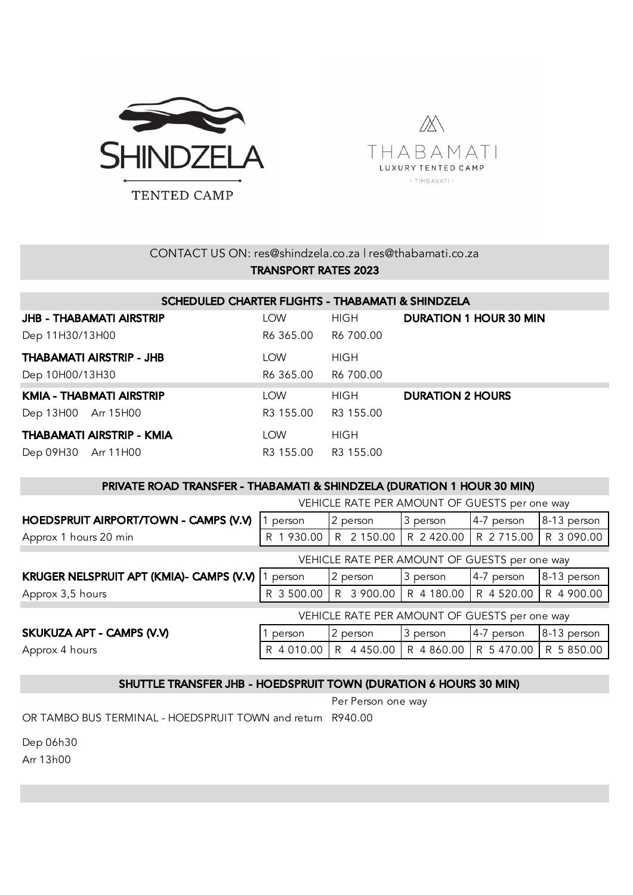SHINDZELA TENTED CAMP

THABAMATI LUXURY TENTED CAMP · TIMBAVATI ·

CONTACT US ON: res@shindzela.co.za | res@thabamati.co.za

## TRANSPORT RATES 2023

### SCHEDULED CHARTER FLIGHTS - THABAMATI & SHINDZELA

| | LOW | HIGH | |
|---|---|---|---|
| **JHB - THABAMATI AIRSTRIP** | LOW | HIGH | **DURATION 1 HOUR 30 MIN** |
| Dep 11H30/13H00 | R6 365.00 | R6 700.00 | |
| **THABAMATI AIRSTRIP - JHB** | LOW | HIGH | |
| Dep 10H00/13H30 | R6 365.00 | R6 700.00 | |
| **KMIA - THABMATI AIRSTRIP** | LOW | HIGH | **DURATION 2 HOURS** |
| Dep 13H00 Arr 15H00 | R3 155.00 | R3 155.00 | |
| **THABAMATI AIRSTRIP - KMIA** | LOW | HIGH | |
| Dep 09H30 Arr 11H00 | R3 155.00 | R3 155.00 | |

### PRIVATE ROAD TRANSFER - THABAMATI & SHINDZELA (DURATION 1 HOUR 30 MIN)

| | VEHICLE RATE PER AMOUNT OF GUESTS per one way | | | | |
|---|---|---|---|---|---|
| **HOEDSPRUIT AIRPORT/TOWN - CAMPS (V.V)** | 1 person | 2 person | 3 person | 4-7 person | 8-13 person |
| Approx 1 hours 20 min | R 1 930.00 | R 2 150.00 | R 2 420.00 | R 2 715.00 | R 3 090.00 |

| | VEHICLE RATE PER AMOUNT OF GUESTS per one way | | | | |
|---|---|---|---|---|---|
| **KRUGER NELSPRUIT APT (KMIA)- CAMPS (V.V)** | 1 person | 2 person | 3 person | 4-7 person | 8-13 person |
| Approx 3,5 hours | R 3 500.00 | R 3 900.00 | R 4 180.00 | R 4 520.00 | R 4 900.00 |

| | VEHICLE RATE PER AMOUNT OF GUESTS per one way | | | | |
|---|---|---|---|---|---|
| **SKUKUZA APT - CAMPS (V.V)** | 1 person | 2 person | 3 person | 4-7 person | 8-13 person |
| Approx 4 hours | R 4 010.00 | R 4 450.00 | R 4 860.00 | R 5 470.00 | R 5 850.00 |

### SHUTTLE TRANSFER JHB - HOEDSPRUIT TOWN (DURATION 6 HOURS 30 MIN)

| | Per Person one way |
|---|---|
| OR TAMBO BUS TERMINAL - HOEDSPRUIT TOWN and return | R940.00 |

Dep 06h30

Arr 13h00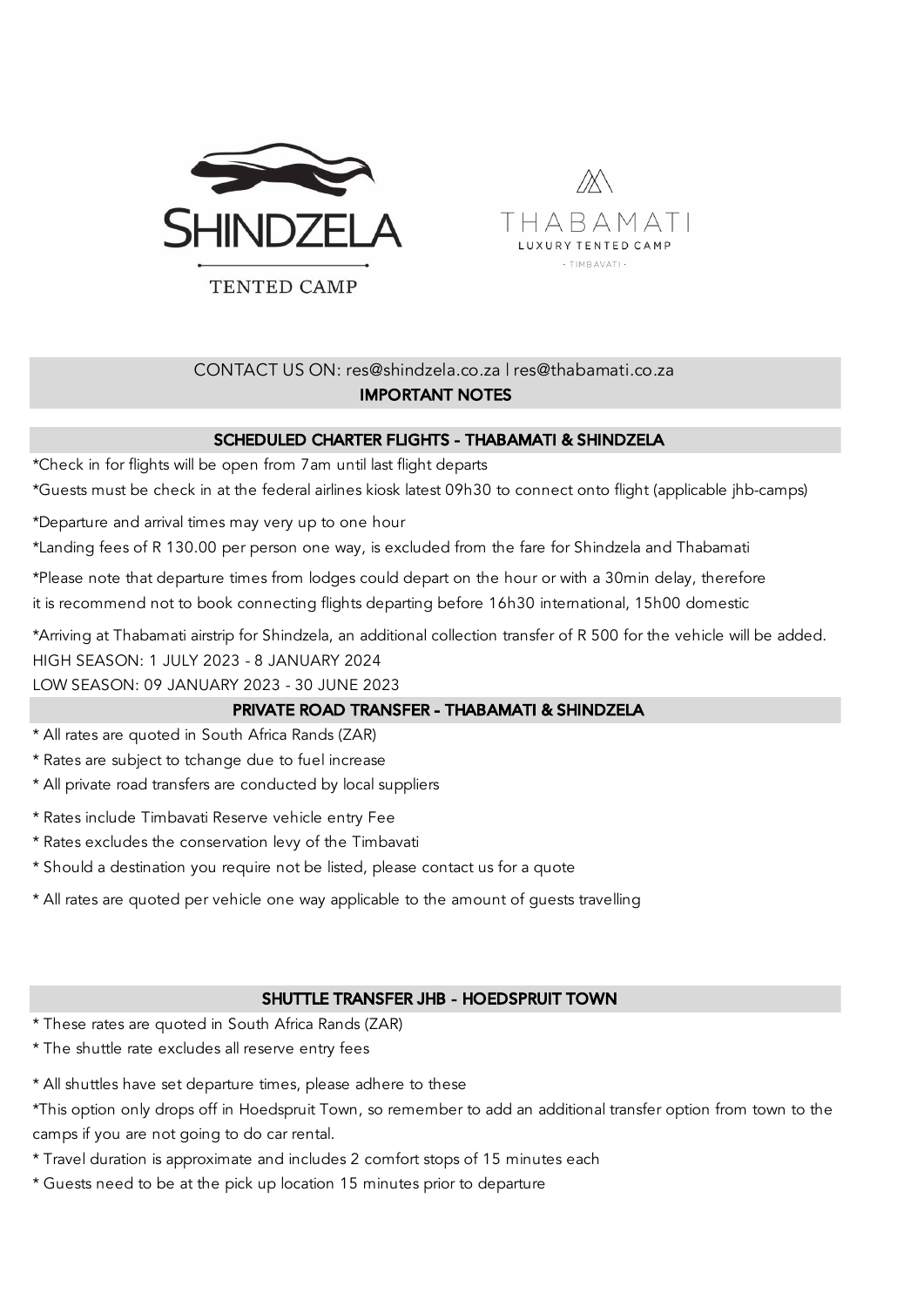SHINDZELA

TENTED CAMP

THABAMATI

LUXURY TENTED CAMP

· TIMBAVATI ·

CONTACT US ON: res@shindzela.co.za | res@thabamati.co.za

## IMPORTANT NOTES

### SCHEDULED CHARTER FLIGHTS - THABAMATI & SHINDZELA

*Check in for flights will be open from 7am until last flight departs

*Guests must be check in at the federal airlines kiosk latest 09h30 to connect onto flight (applicable jhb-camps)

*Departure and arrival times may very up to one hour

*Landing fees of R 130.00 per person one way, is excluded from the fare for Shindzela and Thabamati

*Please note that departure times from lodges could depart on the hour or with a 30min delay, therefore it is recommend not to book connecting flights departing before 16h30 international, 15h00 domestic

*Arriving at Thabamati airstrip for Shindzela, an additional collection transfer of R 500 for the vehicle will be added.

HIGH SEASON: 1 JULY 2023 - 8 JANUARY 2024

LOW SEASON: 09 JANUARY 2023 - 30 JUNE 2023

### PRIVATE ROAD TRANSFER - THABAMATI & SHINDZELA

* All rates are quoted in South Africa Rands (ZAR)
* Rates are subject to tchange due to fuel increase
* All private road transfers are conducted by local suppliers
* Rates include Timbavati Reserve vehicle entry Fee
* Rates excludes the conservation levy of the Timbavati
* Should a destination you require not be listed, please contact us for a quote
* All rates are quoted per vehicle one way applicable to the amount of guests travelling

### SHUTTLE TRANSFER JHB - HOEDSPRUIT TOWN

* These rates are quoted in South Africa Rands (ZAR)
* The shuttle rate excludes all reserve entry fees
* All shuttles have set departure times, please adhere to these

*This option only drops off in Hoedspruit Town, so remember to add an additional transfer option from town to the camps if you are not going to do car rental.

* Travel duration is approximate and includes 2 comfort stops of 15 minutes each
* Guests need to be at the pick up location 15 minutes prior to departure